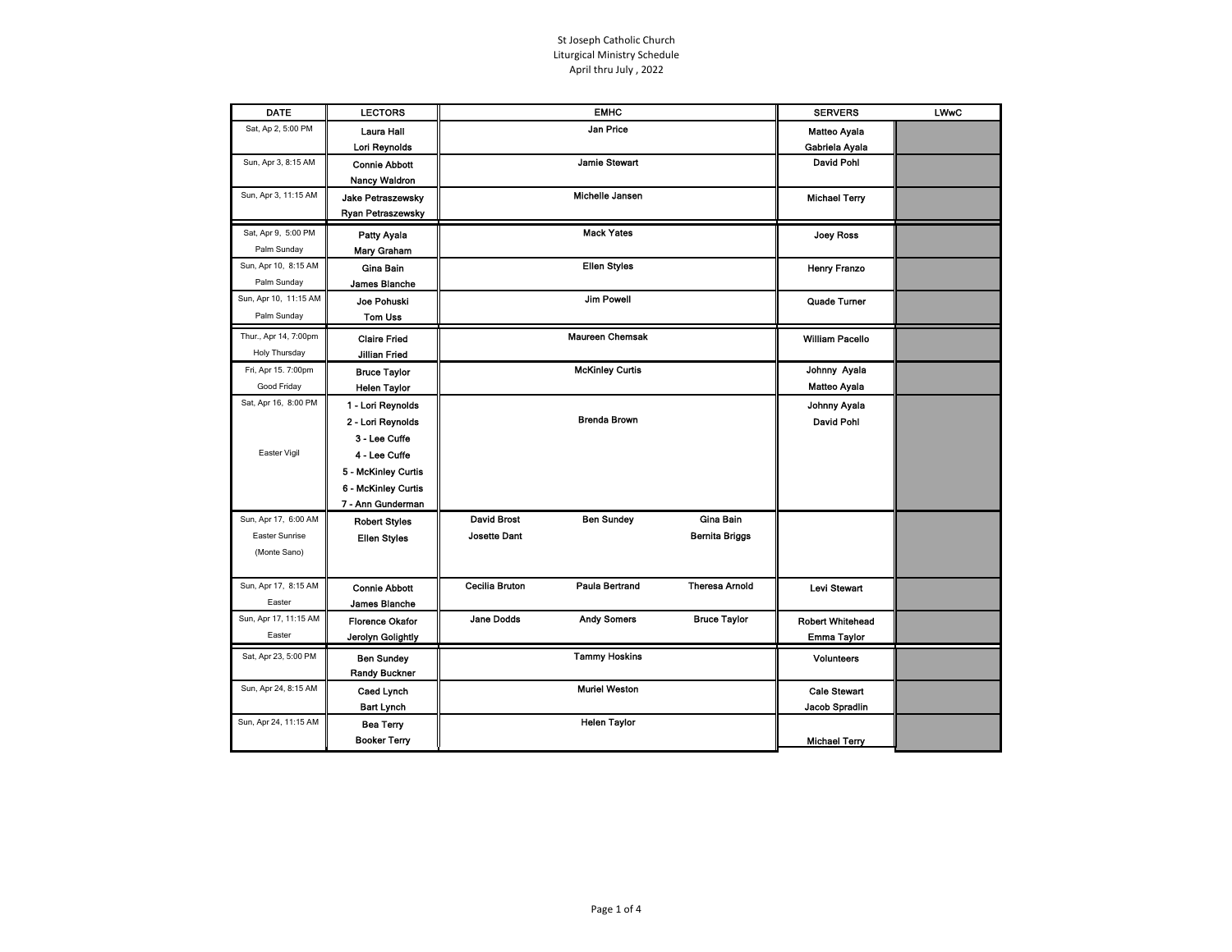St Joseph Catholic Church
Liturgical Ministry Schedule
April thru July , 2022

| DATE | LECTORS | EMHC | | | SERVERS | LWwC |
|---|---|---|---|---|---|---|
| Sat, Ap 2, 5:00 PM | Laura Hall<br>Lori Reynolds | | Jan Price | | Matteo Ayala<br>Gabriela Ayala | |
| Sun, Apr 3, 8:15 AM | Connie Abbott<br>Nancy Waldron | | Jamie Stewart | | David Pohl | |
| Sun, Apr 3, 11:15 AM | Jake Petraszewsky<br>Ryan Petraszewsky | | Michelle Jansen | | Michael Terry | |
| Sat, Apr 9, 5:00 PM<br>Palm Sunday | Patty Ayala<br>Mary Graham | | Mack Yates | | Joey Ross | |
| Sun, Apr 10, 8:15 AM<br>Palm Sunday | Gina Bain<br>James Blanche | | Ellen Styles | | Henry Franzo | |
| Sun, Apr 10, 11:15 AM<br>Palm Sunday | Joe Pohuski<br>Tom Uss | | Jim Powell | | Quade Turner | |
| Thur., Apr 14, 7:00pm<br>Holy Thursday | Claire Fried<br>Jillian Fried | | Maureen Chemsak | | William Pacello | |
| Fri, Apr 15. 7:00pm<br>Good Friday | Bruce Taylor<br>Helen Taylor | | McKinley Curtis | | Johnny Ayala<br>Matteo Ayala | |
| Sat, Apr 16, 8:00 PM<br>Easter Vigil | 1 - Lori Reynolds<br>2 - Lori Reynolds<br>3 - Lee Cuffe<br>4 - Lee Cuffe<br>5 - McKinley Curtis<br>6 - McKinley Curtis<br>7 - Ann Gunderman | | Brenda Brown | | Johnny Ayala<br>David Pohl | |
| Sun, Apr 17, 6:00 AM<br>Easter Sunrise<br>(Monte Sano) | Robert Styles<br>Ellen Styles | David Brost<br>Josette Dant | Ben Sundey | Gina Bain<br>Bernita Briggs | | |
| Sun, Apr 17, 8:15 AM<br>Easter | Connie Abbott<br>James Blanche | Cecilia Bruton | Paula Bertrand | Theresa Arnold | Levi Stewart | |
| Sun, Apr 17, 11:15 AM<br>Easter | Florence Okafor<br>Jerolyn Golightly | Jane Dodds | Andy Somers | Bruce Taylor | Robert Whitehead<br>Emma Taylor | |
| Sat, Apr 23, 5:00 PM | Ben Sundey<br>Randy Buckner | | Tammy Hoskins | | Volunteers | |
| Sun, Apr 24, 8:15 AM | Caed Lynch<br>Bart Lynch | | Muriel Weston | | Cale Stewart<br>Jacob Spradlin | |
| Sun, Apr 24, 11:15 AM | Bea Terry<br>Booker Terry | | Helen Taylor | | Michael Terry | |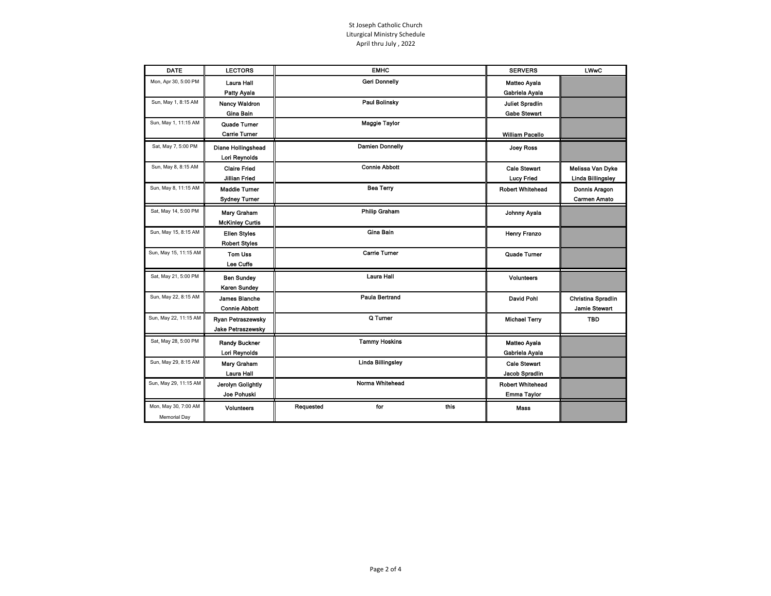St Joseph Catholic Church
Liturgical Ministry Schedule
April thru July , 2022

| DATE | LECTORS | EMHC | SERVERS | LWwC |
|---|---|---|---|---|
| Mon, Apr 30, 5:00 PM | Laura Hall<br>Patty Ayala | Geri Donnelly | Matteo Ayala<br>Gabriela Ayala | |
| Sun, May 1, 8:15 AM | Nancy Waldron<br>Gina Bain | Paul Bolinsky | Juliet Spradlin<br>Gabe Stewart | |
| Sun, May 1, 11:15 AM | Quade Turner<br>Carrie Turner | Maggie Taylor | William Pacello | |
| Sat, May 7, 5:00 PM | Diane Hollingshead<br>Lori Reynolds | Damien Donnelly | Joey Ross | |
| Sun, May 8, 8:15 AM | Claire Fried<br>Jillian Fried | Connie Abbott | Cale Stewart<br>Lucy Fried | Melissa Van Dyke<br>Linda Billingsley |
| Sun, May 8, 11:15 AM | Maddie Turner<br>Sydney Turner | Bea Terry | Robert Whitehead | Donnis Aragon<br>Carmen Amato |
| Sat, May 14, 5:00 PM | Mary Graham<br>McKinley Curtis | Philip Graham | Johnny Ayala | |
| Sun, May 15, 8:15 AM | Ellen Styles<br>Robert Styles | Gina Bain | Henry Franzo | |
| Sun, May 15, 11:15 AM | Tom Uss<br>Lee Cuffe | Carrie Turner | Quade Turner | |
| Sat, May 21, 5:00 PM | Ben Sundey<br>Karen Sundey | Laura Hall | Volunteers | |
| Sun, May 22, 8:15 AM | James Blanche<br>Connie Abbott | Paula Bertrand | David Pohl | Christina Spradlin<br>Jamie Stewart |
| Sun, May 22, 11:15 AM | Ryan Petraszewsky<br>Jake Petraszewsky | Q Turner | Michael Terry | TBD |
| Sat, May 28, 5:00 PM | Randy Buckner<br>Lori Reynolds | Tammy Hoskins | Matteo Ayala<br>Gabriela Ayala | |
| Sun, May 29, 8:15 AM | Mary Graham<br>Laura Hall | Linda Billingsley | Cale Stewart<br>Jacob Spradlin | |
| Sun, May 29, 11:15 AM | Jerolyn Golightly<br>Joe Pohuski | Norma Whitehead | Robert Whitehead<br>Emma Taylor | |
| Mon, May 30, 7:00 AM<br>Memorial Day | Volunteers | Requested for this | Mass | |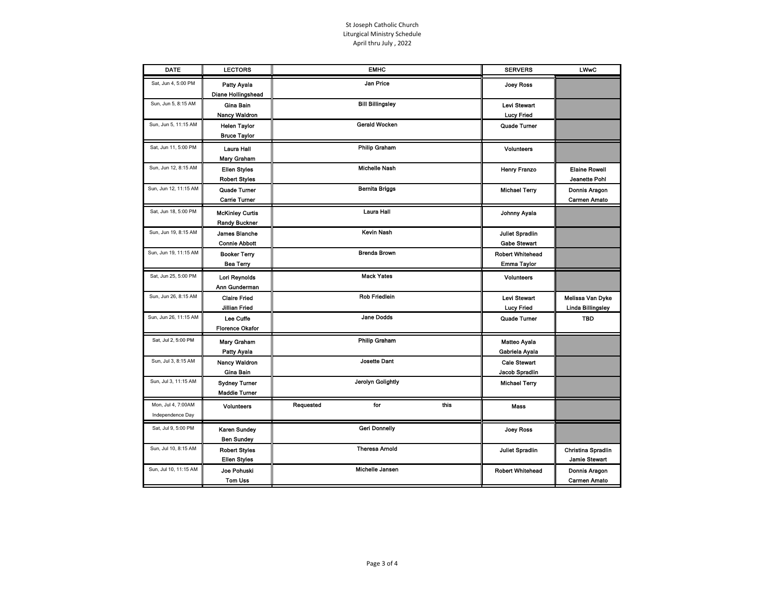St Joseph Catholic Church
Liturgical Ministry Schedule
April thru July , 2022

| DATE | LECTORS | EMHC | SERVERS | LWwC |
|---|---|---|---|---|
| Sat, Jun 4, 5:00 PM | Patty Ayala<br>Diane Hollingshead | Jan Price | Joey Ross | |
| Sun, Jun 5, 8:15 AM | Gina Bain<br>Nancy Waldron | Bill Billingsley | Levi Stewart<br>Lucy Fried | |
| Sun, Jun 5, 11:15 AM | Helen Taylor<br>Bruce Taylor | Gerald Wocken | Quade Turner | |
| Sat, Jun 11, 5:00 PM | Laura Hall<br>Mary Graham | Philip Graham | Volunteers | |
| Sun, Jun 12, 8:15 AM | Ellen Styles<br>Robert Styles | Michelle Nash | Henry Franzo | Elaine Rowell<br>Jeanette Pohl |
| Sun, Jun 12, 11:15 AM | Quade Turner<br>Carrie Turner | Bernita Briggs | Michael Terry | Donnis Aragon<br>Carmen Amato |
| Sat, Jun 18, 5:00 PM | McKinley Curtis<br>Randy Buckner | Laura Hall | Johnny Ayala | |
| Sun, Jun 19, 8:15 AM | James Blanche<br>Connie Abbott | Kevin Nash | Juliet Spradlin<br>Gabe Stewart | |
| Sun, Jun 19, 11:15 AM | Booker Terry<br>Bea Terry | Brenda Brown | Robert Whitehead<br>Emma Taylor | |
| Sat, Jun 25, 5:00 PM | Lori Reynolds<br>Ann Gunderman | Mack Yates | Volunteers | |
| Sun, Jun 26, 8:15 AM | Claire Fried<br>Jillian Fried | Rob Friedlein | Levi Stewart<br>Lucy Fried | Melissa Van Dyke<br>Linda Billingsley |
| Sun, Jun 26, 11:15 AM | Lee Cuffe<br>Florence Okafor | Jane Dodds | Quade Turner | TBD |
| Sat, Jul 2, 5:00 PM | Mary Graham<br>Patty Ayala | Philip Graham | Matteo Ayala<br>Gabriela Ayala | |
| Sun, Jul 3, 8:15 AM | Nancy Waldron<br>Gina Bain | Josette Dant | Cale Stewart<br>Jacob Spradlin | |
| Sun, Jul 3, 11:15 AM | Sydney Turner<br>Maddie Turner | Jerolyn Golightly | Michael Terry | |
| Mon, Jul 4, 7:00AM<br>Independence Day | Volunteers | Requested for this | Mass | |
| Sat, Jul 9, 5:00 PM | Karen Sundey<br>Ben Sundey | Geri Donnelly | Joey Ross | |
| Sun, Jul 10, 8:15 AM | Robert Styles<br>Ellen Styles | Theresa Arnold | Juliet Spradlin | Christina Spradlin<br>Jamie Stewart |
| Sun, Jul 10, 11:15 AM | Joe Pohuski<br>Tom Uss | Michelle Jansen | Robert Whitehead | Donnis Aragon<br>Carmen Amato |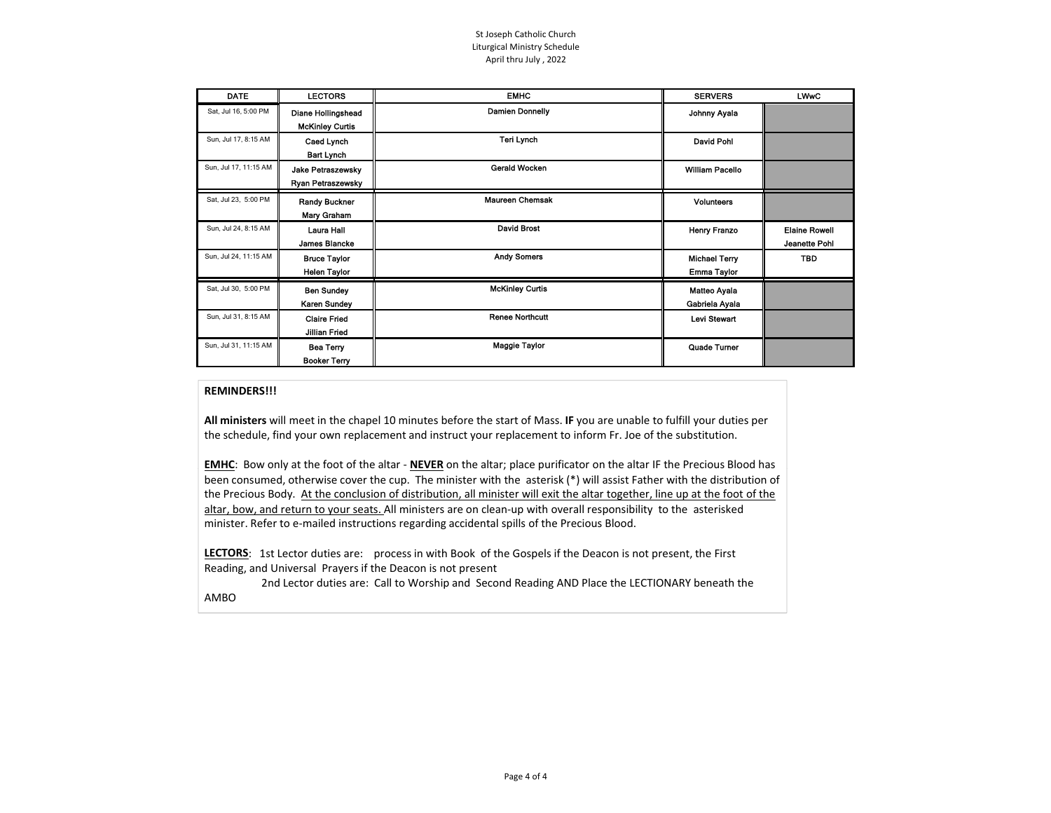St Joseph Catholic Church
Liturgical Ministry Schedule
April thru July , 2022

| DATE | LECTORS | EMHC | SERVERS | LWwC |
|---|---|---|---|---|
| Sat, Jul 16, 5:00 PM | Diane Hollingshead<br>McKinley Curtis | Damien Donnelly | Johnny Ayala | |
| Sun, Jul 17, 8:15 AM | Caed Lynch<br>Bart Lynch | Teri Lynch | David Pohl | |
| Sun, Jul 17, 11:15 AM | Jake Petraszewsky<br>Ryan Petraszewsky | Gerald Wocken | William Pacello | |
| Sat, Jul 23, 5:00 PM | Randy Buckner<br>Mary Graham | Maureen Chemsak | Volunteers | |
| Sun, Jul 24, 8:15 AM | Laura Hall<br>James Blancke | David Brost | Henry Franzo | Elaine Rowell<br>Jeanette Pohl |
| Sun, Jul 24, 11:15 AM | Bruce Taylor<br>Helen Taylor | Andy Somers | Michael Terry<br>Emma Taylor | TBD |
| Sat, Jul 30, 5:00 PM | Ben Sundey<br>Karen Sundey | McKinley Curtis | Matteo Ayala<br>Gabriela Ayala | |
| Sun, Jul 31, 8:15 AM | Claire Fried<br>Jillian Fried | Renee Northcutt | Levi Stewart | |
| Sun, Jul 31, 11:15 AM | Bea Terry<br>Booker Terry | Maggie Taylor | Quade Turner | |

**REMINDERS!!!**

**All ministers** will meet in the chapel 10 minutes before the start of Mass. **IF** you are unable to fulfill your duties per the schedule, find your own replacement and instruct your replacement to inform Fr. Joe of the substitution.

**EMHC**: Bow only at the foot of the altar - **NEVER** on the altar; place purificator on the altar IF the Precious Blood has been consumed, otherwise cover the cup. The minister with the asterisk (*) will assist Father with the distribution of the Precious Body. At the conclusion of distribution, all minister will exit the altar together, line up at the foot of the altar, bow, and return to your seats. All ministers are on clean-up with overall responsibility to the asterisked minister. Refer to e-mailed instructions regarding accidental spills of the Precious Blood.

**LECTORS**: 1st Lector duties are: process in with Book of the Gospels if the Deacon is not present, the First Reading, and Universal Prayers if the Deacon is not present

2nd Lector duties are: Call to Worship and Second Reading AND Place the LECTIONARY beneath the AMBO